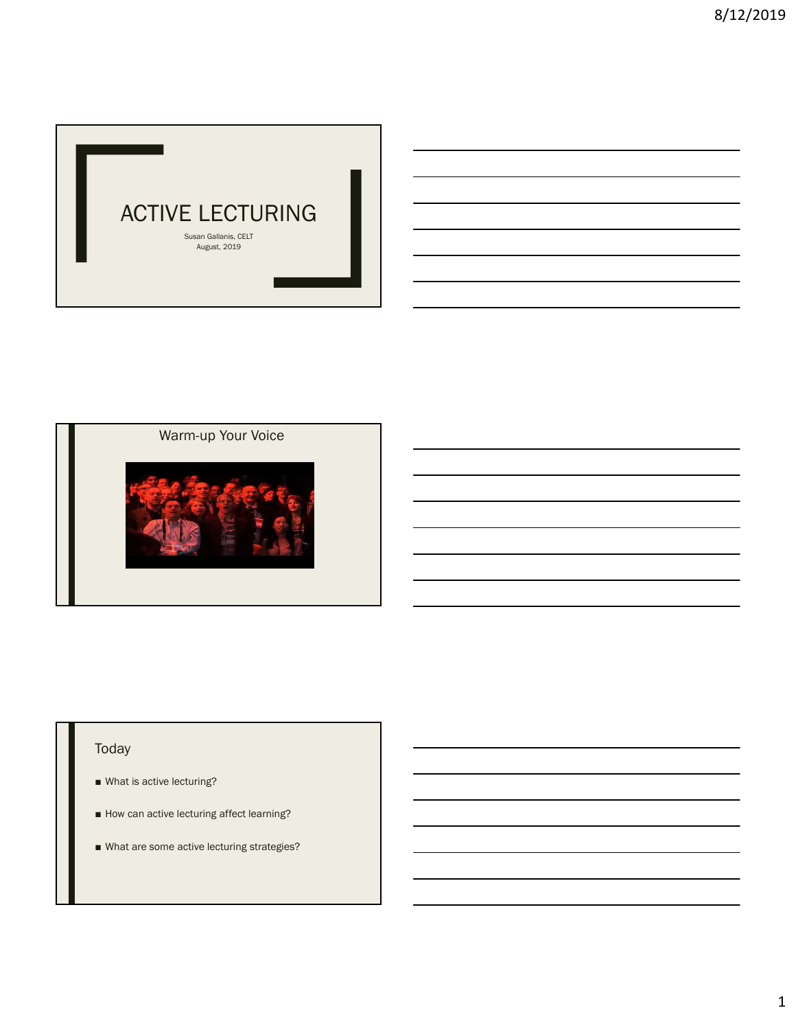# ACTIVE LECTURING

Susan Gallanis, CELT
August, 2019

## Warm-up Your Voice

## Today

- What is active lecturing?
- How can active lecturing affect learning?
- What are some active lecturing strategies?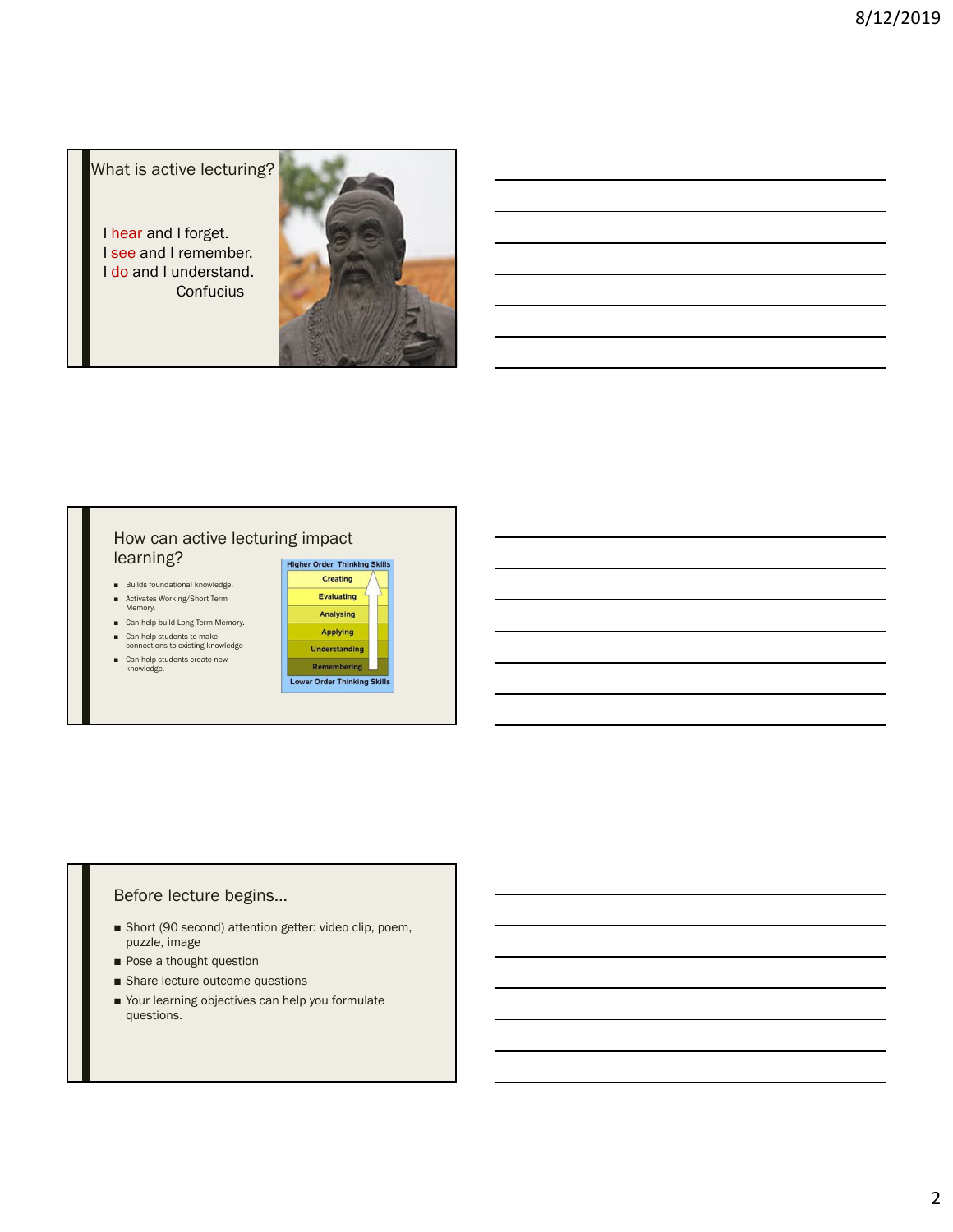## What is active lecturing?

I hear and I forget.
I see and I remember.
I do and I understand.
Confucius

## How can active lecturing impact learning?

- Builds foundational knowledge.
- Activates Working/Short Term Memory.
- Can help build Long Term Memory.
- Can help students to make connections to existing knowledge
- Can help students create new knowledge.

Higher Order Thinking Skills

- Creating
- Evaluating
- Analysing
- Applying
- Understanding
- Remembering

Lower Order Thinking Skills

## Before lecture begins…

- Short (90 second) attention getter: video clip, poem, puzzle, image
- Pose a thought question
- Share lecture outcome questions
- Your learning objectives can help you formulate questions.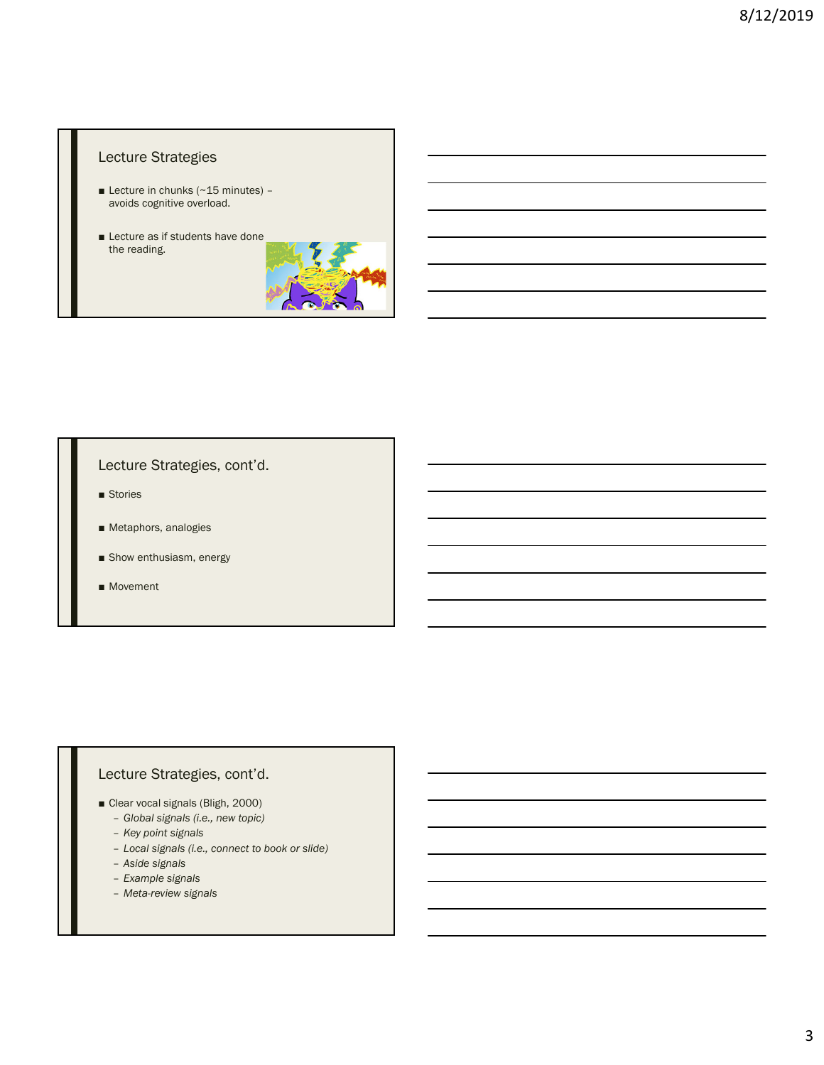## Lecture Strategies

- Lecture in chunks (~15 minutes) – avoids cognitive overload.
- Lecture as if students have done the reading.

## Lecture Strategies, cont'd.

- Stories
- Metaphors, analogies
- Show enthusiasm, energy
- Movement

## Lecture Strategies, cont'd.

- Clear vocal signals (Bligh, 2000)
  - *Global signals (i.e., new topic)*
  - *Key point signals*
  - *Local signals (i.e., connect to book or slide)*
  - *Aside signals*
  - *Example signals*
  - *Meta-review signals*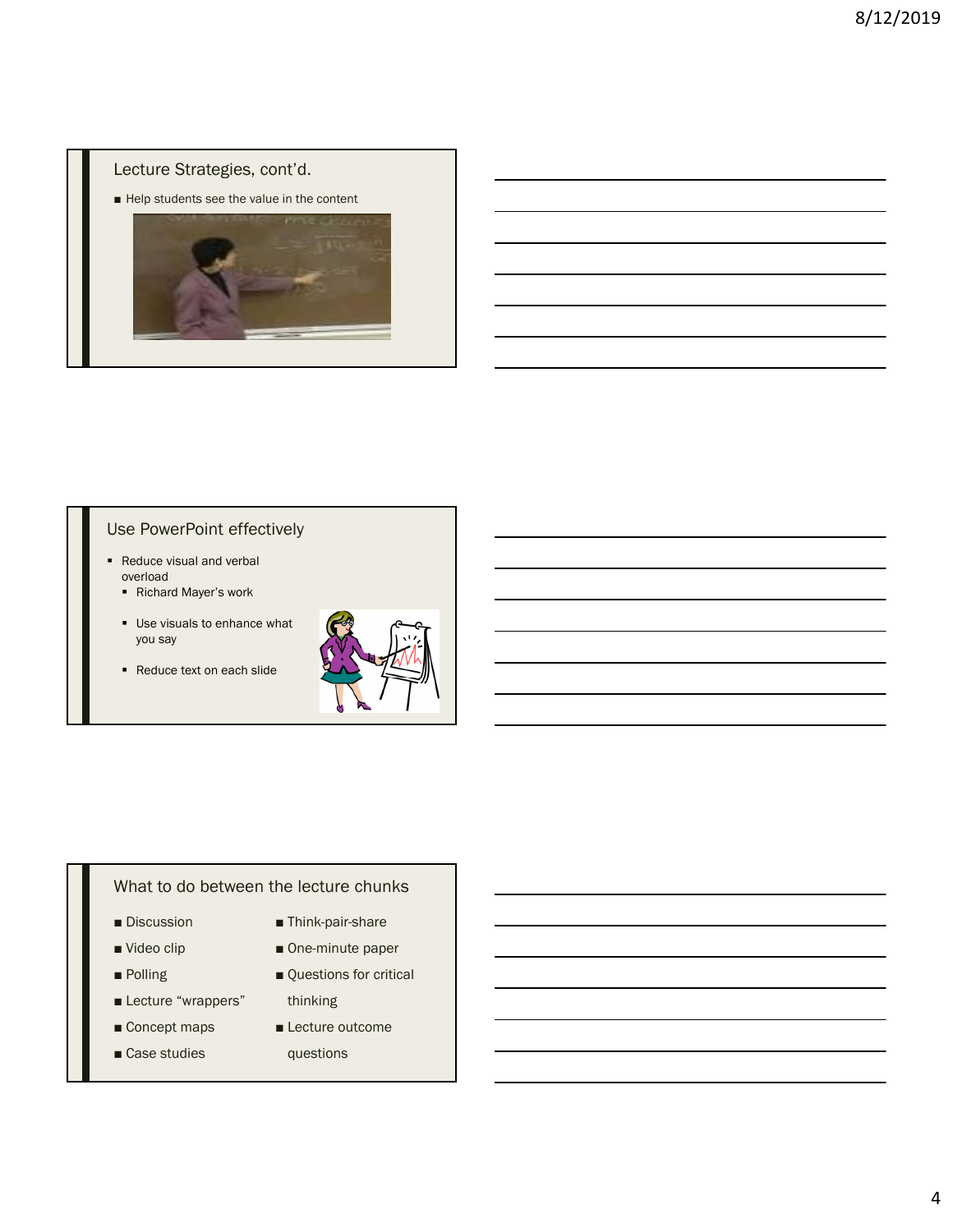## Lecture Strategies, cont'd.

- Help students see the value in the content

## Use PowerPoint effectively

- Reduce visual and verbal overload
  - Richard Mayer's work
  - Use visuals to enhance what you say
  - Reduce text on each slide

## What to do between the lecture chunks

- Discussion
- Video clip
- Polling
- Lecture "wrappers"
- Concept maps
- Case studies
- Think-pair-share
- One-minute paper
- Questions for critical thinking
- Lecture outcome questions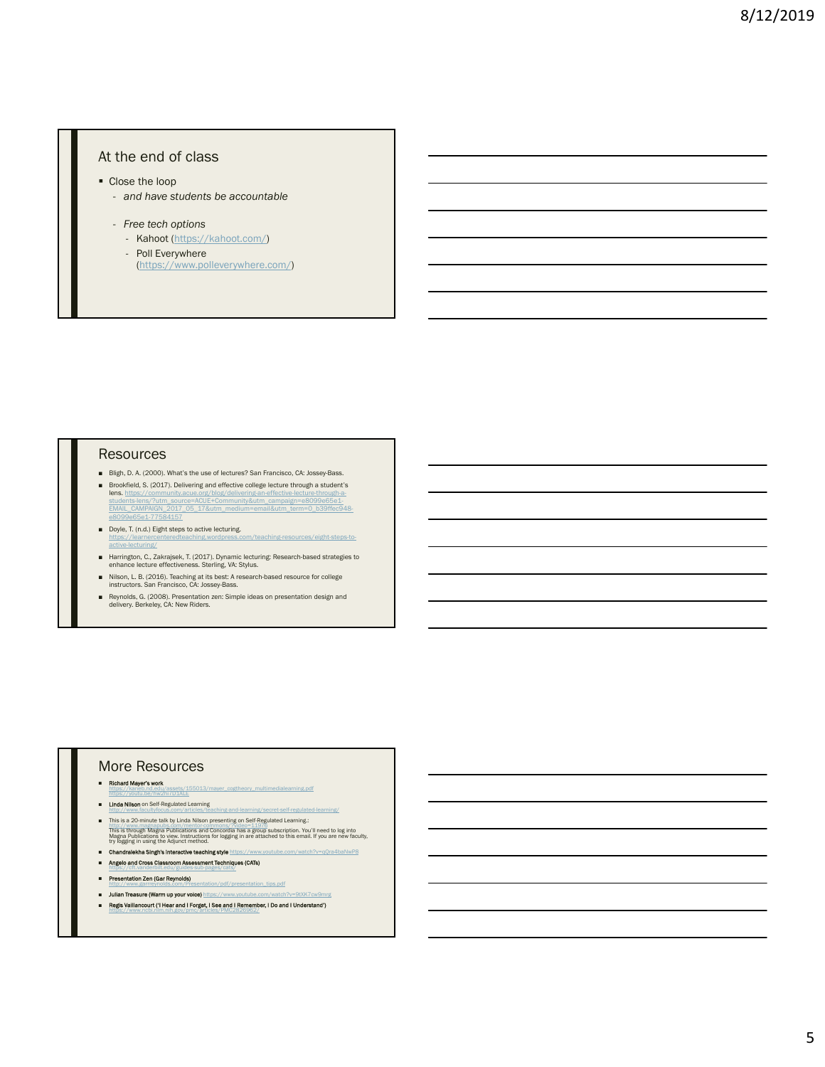## At the end of class

- Close the loop
  - *and have students be accountable*
  - *Free tech options*
    - Kahoot (https://kahoot.com/)
    - Poll Everywhere (https://www.polleverywhere.com/)

## Resources

- Bligh, D. A. (2000). What's the use of lectures? San Francisco, CA: Jossey-Bass.
- Brookfield, S. (2017). Delivering and effective college lecture through a student's lens. https://community.acue.org/blog/delivering-an-effective-lecture-through-a-students-lens/?utm_source=ACUE+Community&utm_campaign=e8099e65e1-EMAIL_CAMPAIGN_2017_05_17&utm_medium=email&utm_term=0_b39ffec948-e8099e65e1-77584157
- Doyle, T. (n.d.) Eight steps to active lecturing. https://learnercenteredteaching.wordpress.com/teaching-resources/eight-steps-to-active-lecturing/
- Harrington, C., Zakrajsek, T. (2017). Dynamic lecturing: Research-based strategies to enhance lecture effectiveness. Sterling, VA: Stylus.
- Nilson, L. B. (2016). Teaching at its best: A research-based resource for college instructors. San Francisco, CA: Jossey-Bass.
- Reynolds, G. (2008). Presentation zen: Simple ideas on presentation design and delivery. Berkeley, CA: New Riders.

## More Resources

- **Richard Mayer's work** https://kaneb.nd.edu/assets/155013/mayer_cogtheory_multimedialearning.pdf https://youtu.be/fw2hi7D1ALE
- **Linda Nilson** on Self-Regulated Learning http://www.facultyfocus.com/articles/teaching-and-learning/secret-self-regulated-learning/
- This is a 20-minute talk by Linda Nilson presenting on Self-Regulated Learning.: http://www.magnapubs.com/mentorcommons/?video=11976 This is through Magna Publications and Concordia has a group subscription. You'll need to log into Magna Publications to view. Instructions for logging in are attached to this email. If you are new faculty, try logging in using the Adjunct method.
- **Chandralekha Singh's interactive teaching style** https://www.youtube.com/watch?v=qQra4baNwP8
- **Angelo and Cross Classroom Assessment Techniques (CATs)** https://cft.vanderbilt.edu/guides-sub-pages/cats/
- **Presentation Zen (Gar Reynolds)** http://www.garrreynolds.com/Presentation/pdf/presentation_tips.pdf
- **Julian Treasure (Warm up your voice)** https://www.youtube.com/watch?v=9tXK7cw9mrg
- **Regis Vaillancourt ('I Hear and I Forget, I See and I Remember, I Do and I Understand')** https://www.ncbi.nlm.nih.gov/pmc/articles/PMC2826962/